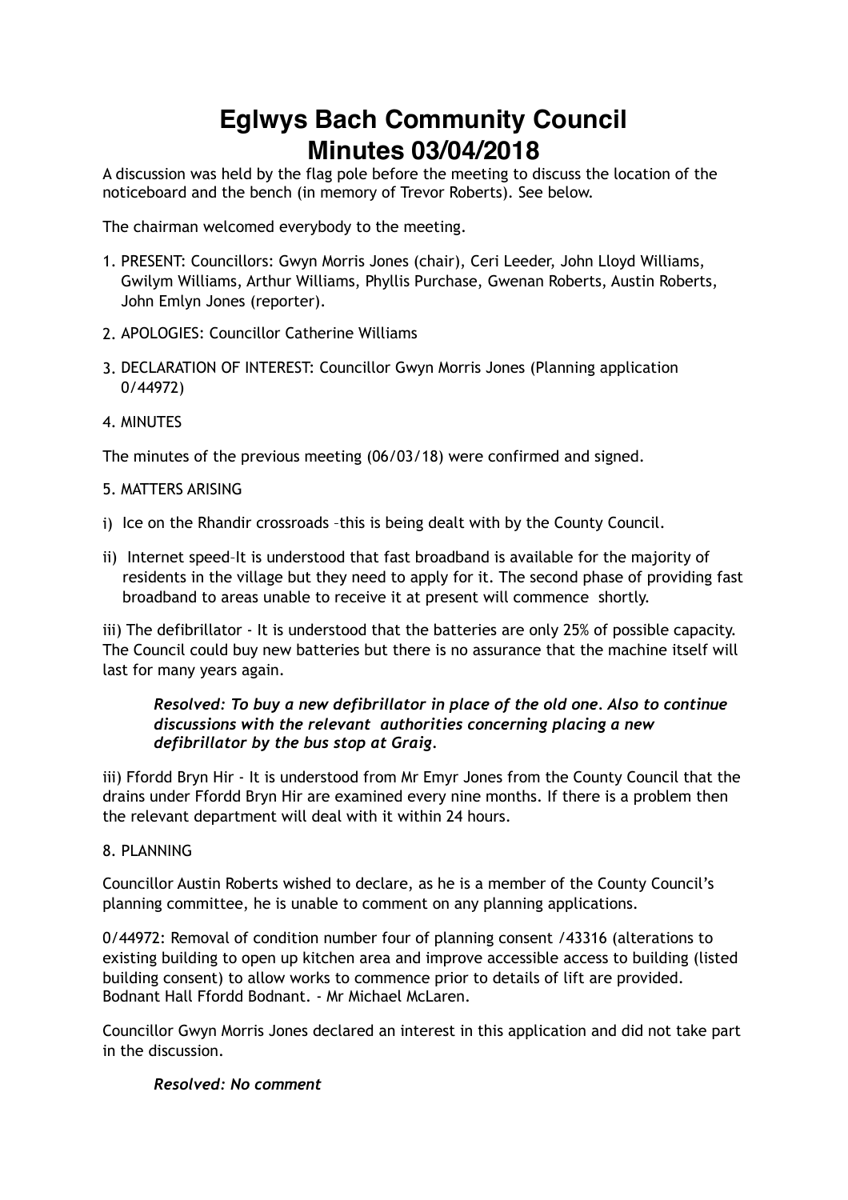# Eglwys Bach Community Council
# Minutes 03/04/2018

A discussion was held by the flag pole before the meeting to discuss the location of the noticeboard and the bench (in memory of Trevor Roberts). See below.

The chairman welcomed everybody to the meeting.

1. PRESENT: Councillors: Gwyn Morris Jones (chair), Ceri Leeder, John Lloyd Williams, Gwilym Williams, Arthur Williams, Phyllis Purchase, Gwenan Roberts, Austin Roberts, John Emlyn Jones (reporter).
2. APOLOGIES: Councillor Catherine Williams
3. DECLARATION OF INTEREST: Councillor Gwyn Morris Jones (Planning application 0/44972)
4. MINUTES

The minutes of the previous meeting (06/03/18) were confirmed and signed.

5. MATTERS ARISING

i) Ice on the Rhandir crossroads –this is being dealt with by the County Council.

ii) Internet speed–It is understood that fast broadband is available for the majority of residents in the village but they need to apply for it. The second phase of providing fast broadband to areas unable to receive it at present will commence shortly.

iii) The defibrillator - It is understood that the batteries are only 25% of possible capacity. The Council could buy new batteries but there is no assurance that the machine itself will last for many years again.

> ***Resolved: To buy a new defibrillator in place of the old one. Also to continue discussions with the relevant authorities concerning placing a new defibrillator by the bus stop at Graig.***

iii) Ffordd Bryn Hir - It is understood from Mr Emyr Jones from the County Council that the drains under Ffordd Bryn Hir are examined every nine months. If there is a problem then the relevant department will deal with it within 24 hours.

8. PLANNING

Councillor Austin Roberts wished to declare, as he is a member of the County Council's planning committee, he is unable to comment on any planning applications.

0/44972: Removal of condition number four of planning consent /43316 (alterations to existing building to open up kitchen area and improve accessible access to building (listed building consent) to allow works to commence prior to details of lift are provided. Bodnant Hall Ffordd Bodnant. - Mr Michael McLaren.

Councillor Gwyn Morris Jones declared an interest in this application and did not take part in the discussion.

> ***Resolved: No comment***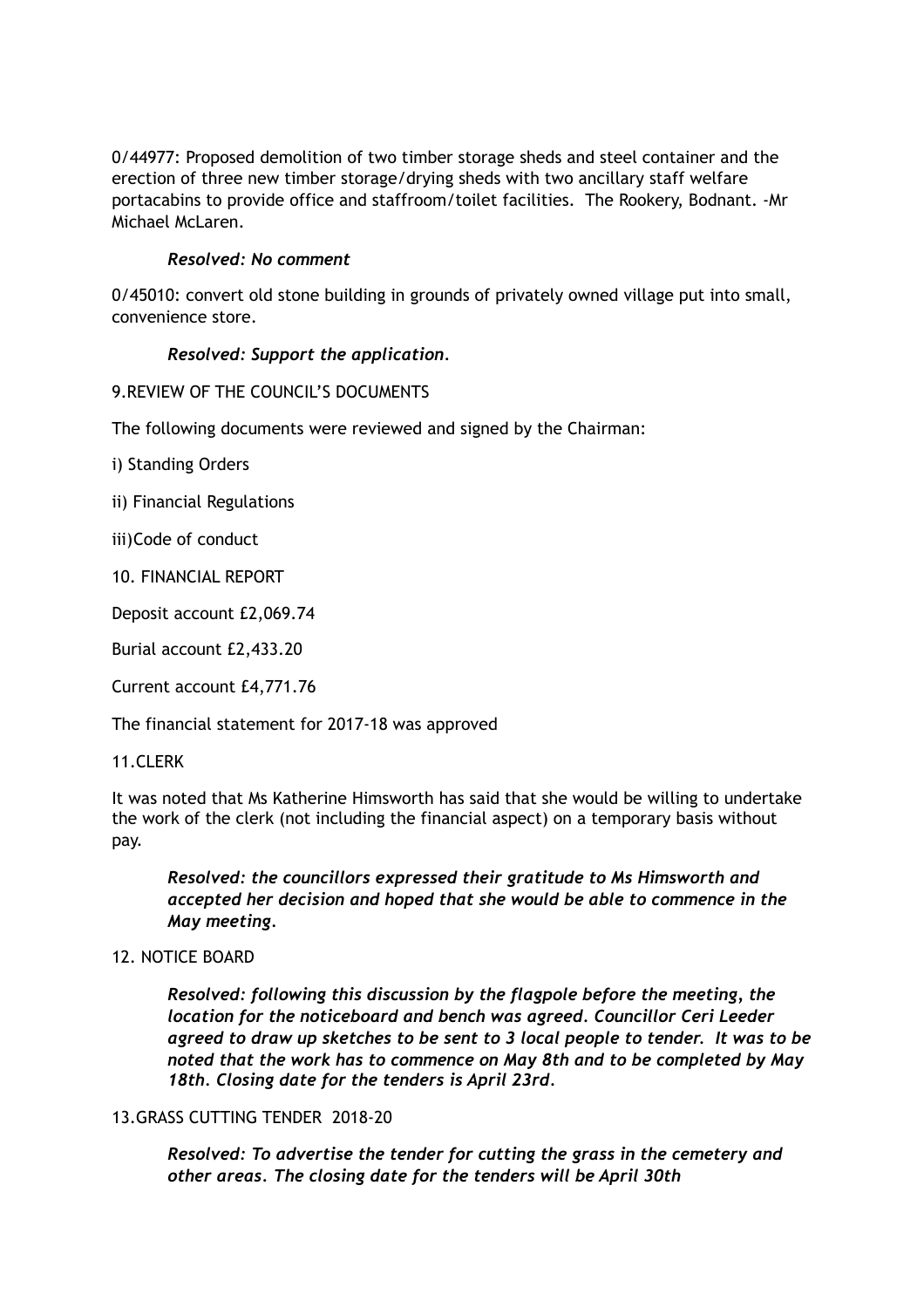0/44977: Proposed demolition of two timber storage sheds and steel container and the erection of three new timber storage/drying sheds with two ancillary staff welfare portacabins to provide office and staffroom/toilet facilities. The Rookery, Bodnant. -Mr Michael McLaren.

> ***Resolved: No comment***

0/45010: convert old stone building in grounds of privately owned village put into small, convenience store.

> ***Resolved: Support the application.***

9.REVIEW OF THE COUNCIL'S DOCUMENTS

The following documents were reviewed and signed by the Chairman:

i) Standing Orders

ii) Financial Regulations

iii)Code of conduct

10. FINANCIAL REPORT

Deposit account £2,069.74

Burial account £2,433.20

Current account £4,771.76

The financial statement for 2017-18 was approved

11.CLERK

It was noted that Ms Katherine Himsworth has said that she would be willing to undertake the work of the clerk (not including the financial aspect) on a temporary basis without pay.

> ***Resolved: the councillors expressed their gratitude to Ms Himsworth and accepted her decision and hoped that she would be able to commence in the May meeting.***

12. NOTICE BOARD

> ***Resolved: following this discussion by the flagpole before the meeting, the location for the noticeboard and bench was agreed. Councillor Ceri Leeder agreed to draw up sketches to be sent to 3 local people to tender. It was to be noted that the work has to commence on May 8th and to be completed by May 18th. Closing date for the tenders is April 23rd.***

13.GRASS CUTTING TENDER 2018-20

> ***Resolved: To advertise the tender for cutting the grass in the cemetery and other areas. The closing date for the tenders will be April 30th***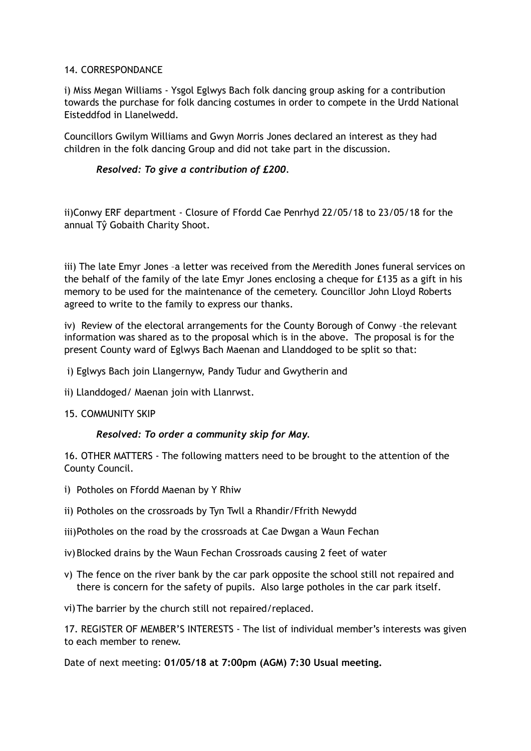14. CORRESPONDANCE

i) Miss Megan Williams - Ysgol Eglwys Bach folk dancing group asking for a contribution towards the purchase for folk dancing costumes in order to compete in the Urdd National Eisteddfod in Llanelwedd.

Councillors Gwilym Williams and Gwyn Morris Jones declared an interest as they had children in the folk dancing Group and did not take part in the discussion.

*Resolved: To give a contribution of £200.*

ii)Conwy ERF department - Closure of Ffordd Cae Penrhyd 22/05/18 to 23/05/18 for the annual Tŷ Gobaith Charity Shoot.

iii) The late Emyr Jones –a letter was received from the Meredith Jones funeral services on the behalf of the family of the late Emyr Jones enclosing a cheque for £135 as a gift in his memory to be used for the maintenance of the cemetery. Councillor John Lloyd Roberts agreed to write to the family to express our thanks.

iv) Review of the electoral arrangements for the County Borough of Conwy –the relevant information was shared as to the proposal which is in the above. The proposal is for the present County ward of Eglwys Bach Maenan and Llanddoged to be split so that:

i) Eglwys Bach join Llangernyw, Pandy Tudur and Gwytherin and

ii) Llanddoged/ Maenan join with Llanrwst.

15. COMMUNITY SKIP

*Resolved: To order a community skip for May.*

16. OTHER MATTERS - The following matters need to be brought to the attention of the County Council.

i) Potholes on Ffordd Maenan by Y Rhiw

ii) Potholes on the crossroads by Tyn Twll a Rhandir/Ffrith Newydd

iii)Potholes on the road by the crossroads at Cae Dwgan a Waun Fechan

iv) Blocked drains by the Waun Fechan Crossroads causing 2 feet of water

v) The fence on the river bank by the car park opposite the school still not repaired and there is concern for the safety of pupils. Also large potholes in the car park itself.

vi) The barrier by the church still not repaired/replaced.

17. REGISTER OF MEMBER'S INTERESTS - The list of individual member's interests was given to each member to renew.

Date of next meeting: **01/05/18 at 7:00pm (AGM) 7:30 Usual meeting.**